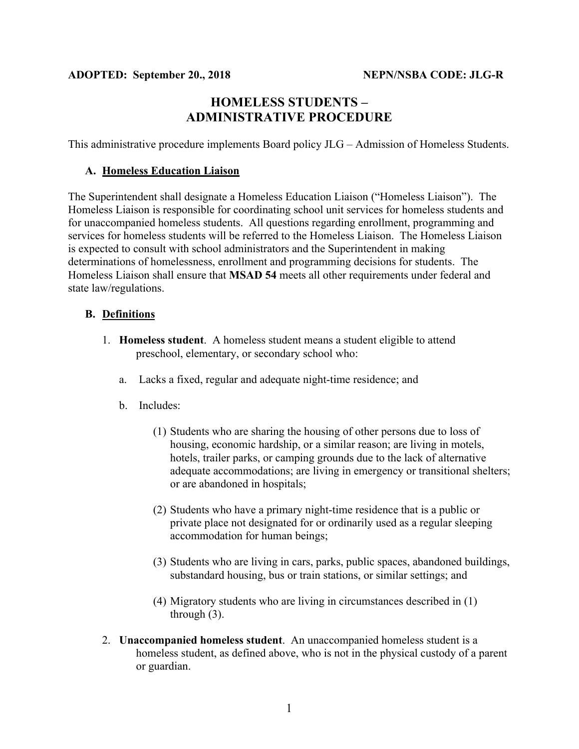**ADOPTED: September 20., 2018** **NEPN/NSBA CODE: JLG-R**

# HOMELESS STUDENTS – ADMINISTRATIVE PROCEDURE

This administrative procedure implements Board policy JLG – Admission of Homeless Students.

## A. Homeless Education Liaison

The Superintendent shall designate a Homeless Education Liaison ("Homeless Liaison"). The Homeless Liaison is responsible for coordinating school unit services for homeless students and for unaccompanied homeless students. All questions regarding enrollment, programming and services for homeless students will be referred to the Homeless Liaison. The Homeless Liaison is expected to consult with school administrators and the Superintendent in making determinations of homelessness, enrollment and programming decisions for students. The Homeless Liaison shall ensure that **MSAD 54** meets all other requirements under federal and state law/regulations.

## B. Definitions

1. **Homeless student**. A homeless student means a student eligible to attend preschool, elementary, or secondary school who:

    a. Lacks a fixed, regular and adequate night-time residence; and

    b. Includes:

        (1) Students who are sharing the housing of other persons due to loss of housing, economic hardship, or a similar reason; are living in motels, hotels, trailer parks, or camping grounds due to the lack of alternative adequate accommodations; are living in emergency or transitional shelters; or are abandoned in hospitals;

        (2) Students who have a primary night-time residence that is a public or private place not designated for or ordinarily used as a regular sleeping accommodation for human beings;

        (3) Students who are living in cars, parks, public spaces, abandoned buildings, substandard housing, bus or train stations, or similar settings; and

        (4) Migratory students who are living in circumstances described in (1) through (3).

2. **Unaccompanied homeless student**. An unaccompanied homeless student is a homeless student, as defined above, who is not in the physical custody of a parent or guardian.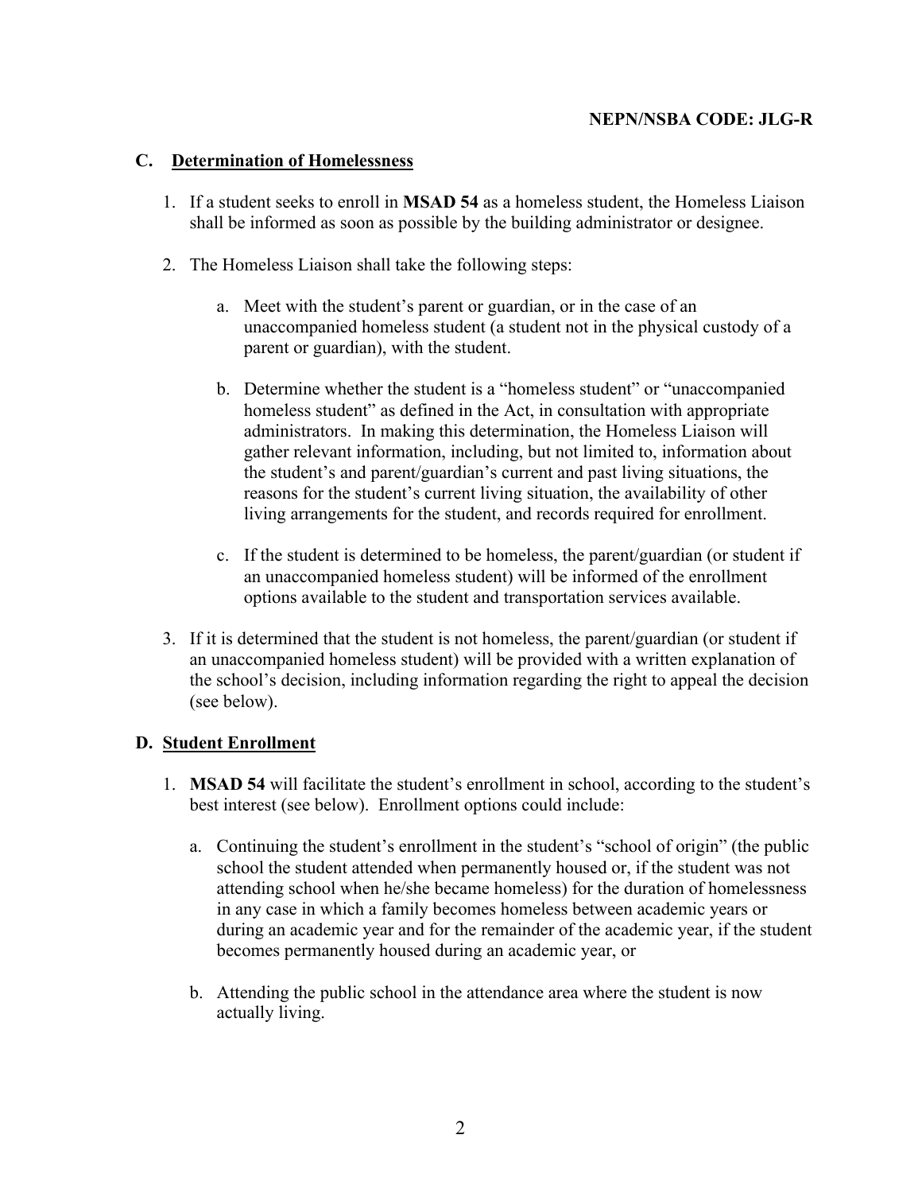**NEPN/NSBA CODE: JLG-R**

## C. Determination of Homelessness

1. If a student seeks to enroll in **MSAD 54** as a homeless student, the Homeless Liaison shall be informed as soon as possible by the building administrator or designee.

2. The Homeless Liaison shall take the following steps:

    a. Meet with the student's parent or guardian, or in the case of an unaccompanied homeless student (a student not in the physical custody of a parent or guardian), with the student.

    b. Determine whether the student is a "homeless student" or "unaccompanied homeless student" as defined in the Act, in consultation with appropriate administrators. In making this determination, the Homeless Liaison will gather relevant information, including, but not limited to, information about the student's and parent/guardian's current and past living situations, the reasons for the student's current living situation, the availability of other living arrangements for the student, and records required for enrollment.

    c. If the student is determined to be homeless, the parent/guardian (or student if an unaccompanied homeless student) will be informed of the enrollment options available to the student and transportation services available.

3. If it is determined that the student is not homeless, the parent/guardian (or student if an unaccompanied homeless student) will be provided with a written explanation of the school's decision, including information regarding the right to appeal the decision (see below).

## D. Student Enrollment

1. **MSAD 54** will facilitate the student's enrollment in school, according to the student's best interest (see below). Enrollment options could include:

    a. Continuing the student's enrollment in the student's "school of origin" (the public school the student attended when permanently housed or, if the student was not attending school when he/she became homeless) for the duration of homelessness in any case in which a family becomes homeless between academic years or during an academic year and for the remainder of the academic year, if the student becomes permanently housed during an academic year, or

    b. Attending the public school in the attendance area where the student is now actually living.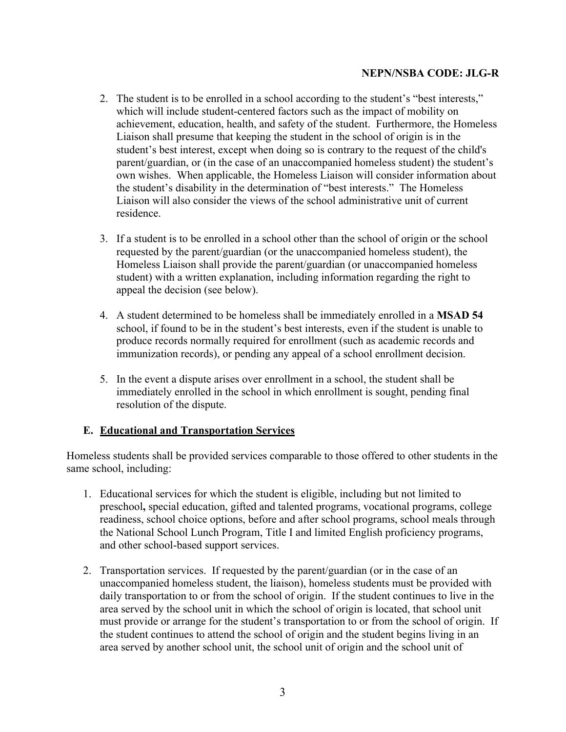2. The student is to be enrolled in a school according to the student's "best interests," which will include student-centered factors such as the impact of mobility on achievement, education, health, and safety of the student. Furthermore, the Homeless Liaison shall presume that keeping the student in the school of origin is in the student's best interest, except when doing so is contrary to the request of the child's parent/guardian, or (in the case of an unaccompanied homeless student) the student's own wishes. When applicable, the Homeless Liaison will consider information about the student's disability in the determination of "best interests." The Homeless Liaison will also consider the views of the school administrative unit of current residence.

3. If a student is to be enrolled in a school other than the school of origin or the school requested by the parent/guardian (or the unaccompanied homeless student), the Homeless Liaison shall provide the parent/guardian (or unaccompanied homeless student) with a written explanation, including information regarding the right to appeal the decision (see below).

4. A student determined to be homeless shall be immediately enrolled in a **MSAD 54** school, if found to be in the student's best interests, even if the student is unable to produce records normally required for enrollment (such as academic records and immunization records), or pending any appeal of a school enrollment decision.

5. In the event a dispute arises over enrollment in a school, the student shall be immediately enrolled in the school in which enrollment is sought, pending final resolution of the dispute.

### E. Educational and Transportation Services

Homeless students shall be provided services comparable to those offered to other students in the same school, including:

1. Educational services for which the student is eligible, including but not limited to preschool**,** special education, gifted and talented programs, vocational programs, college readiness, school choice options, before and after school programs, school meals through the National School Lunch Program, Title I and limited English proficiency programs, and other school-based support services.

2. Transportation services. If requested by the parent/guardian (or in the case of an unaccompanied homeless student, the liaison), homeless students must be provided with daily transportation to or from the school of origin. If the student continues to live in the area served by the school unit in which the school of origin is located, that school unit must provide or arrange for the student's transportation to or from the school of origin. If the student continues to attend the school of origin and the student begins living in an area served by another school unit, the school unit of origin and the school unit of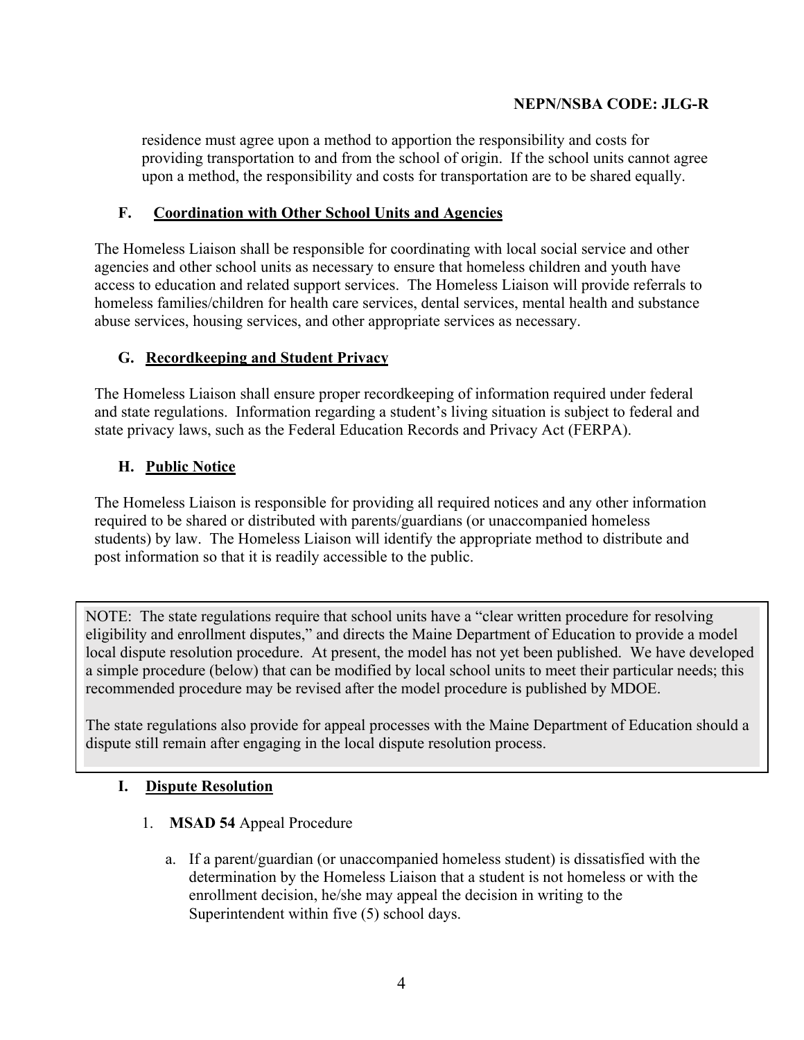residence must agree upon a method to apportion the responsibility and costs for providing transportation to and from the school of origin. If the school units cannot agree upon a method, the responsibility and costs for transportation are to be shared equally.

### F. Coordination with Other School Units and Agencies

The Homeless Liaison shall be responsible for coordinating with local social service and other agencies and other school units as necessary to ensure that homeless children and youth have access to education and related support services. The Homeless Liaison will provide referrals to homeless families/children for health care services, dental services, mental health and substance abuse services, housing services, and other appropriate services as necessary.

### G. Recordkeeping and Student Privacy

The Homeless Liaison shall ensure proper recordkeeping of information required under federal and state regulations. Information regarding a student's living situation is subject to federal and state privacy laws, such as the Federal Education Records and Privacy Act (FERPA).

### H. Public Notice

The Homeless Liaison is responsible for providing all required notices and any other information required to be shared or distributed with parents/guardians (or unaccompanied homeless students) by law. The Homeless Liaison will identify the appropriate method to distribute and post information so that it is readily accessible to the public.

> NOTE: The state regulations require that school units have a "clear written procedure for resolving eligibility and enrollment disputes," and directs the Maine Department of Education to provide a model local dispute resolution procedure. At present, the model has not yet been published. We have developed a simple procedure (below) that can be modified by local school units to meet their particular needs; this recommended procedure may be revised after the model procedure is published by MDOE.
>
> The state regulations also provide for appeal processes with the Maine Department of Education should a dispute still remain after engaging in the local dispute resolution process.

### I. Dispute Resolution

1. **MSAD 54** Appeal Procedure

   a. If a parent/guardian (or unaccompanied homeless student) is dissatisfied with the determination by the Homeless Liaison that a student is not homeless or with the enrollment decision, he/she may appeal the decision in writing to the Superintendent within five (5) school days.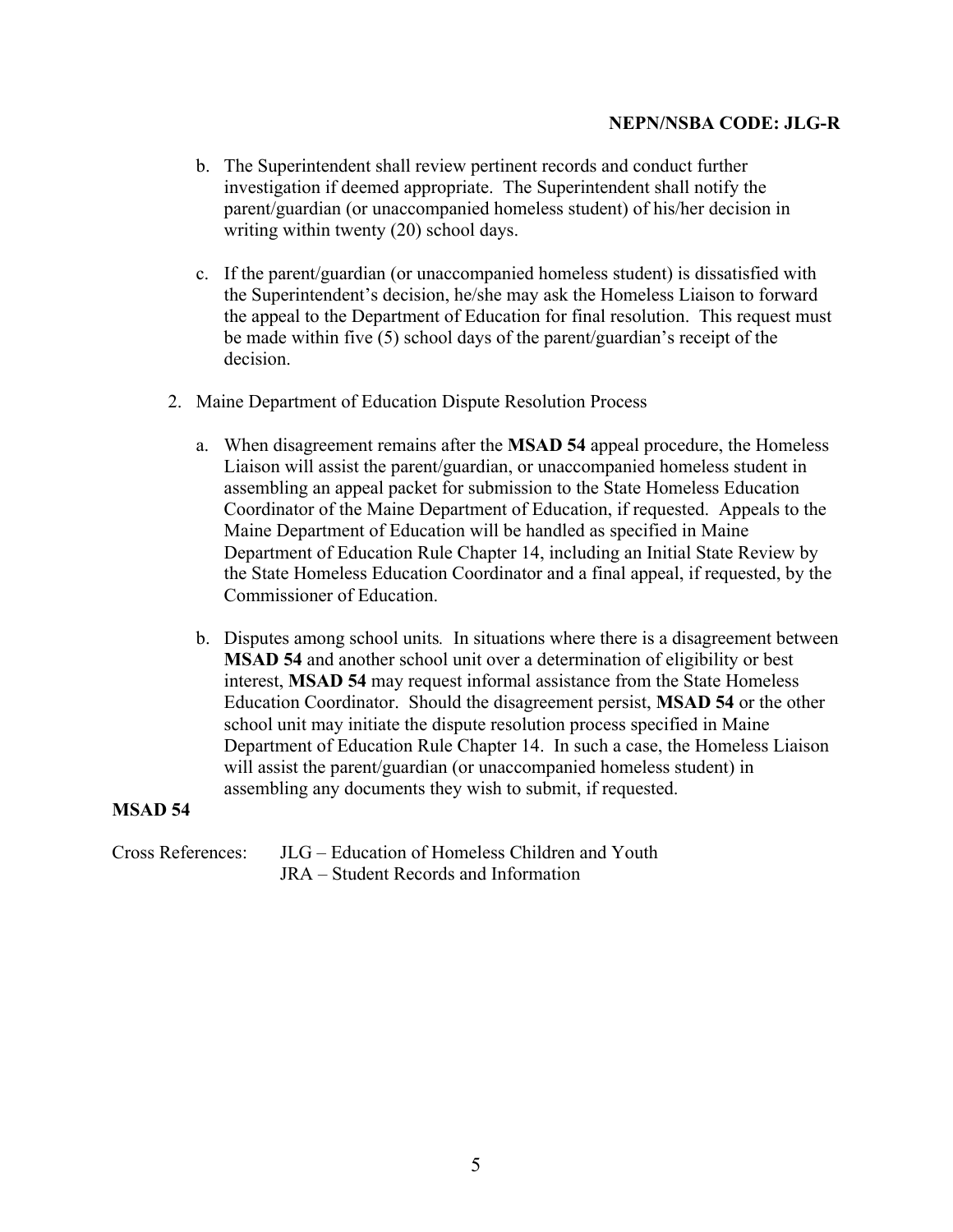b. The Superintendent shall review pertinent records and conduct further investigation if deemed appropriate. The Superintendent shall notify the parent/guardian (or unaccompanied homeless student) of his/her decision in writing within twenty (20) school days.

c. If the parent/guardian (or unaccompanied homeless student) is dissatisfied with the Superintendent's decision, he/she may ask the Homeless Liaison to forward the appeal to the Department of Education for final resolution. This request must be made within five (5) school days of the parent/guardian's receipt of the decision.

2. Maine Department of Education Dispute Resolution Process

   a. When disagreement remains after the **MSAD 54** appeal procedure, the Homeless Liaison will assist the parent/guardian, or unaccompanied homeless student in assembling an appeal packet for submission to the State Homeless Education Coordinator of the Maine Department of Education, if requested. Appeals to the Maine Department of Education will be handled as specified in Maine Department of Education Rule Chapter 14, including an Initial State Review by the State Homeless Education Coordinator and a final appeal, if requested, by the Commissioner of Education.

   b. Disputes among school units*.* In situations where there is a disagreement between **MSAD 54** and another school unit over a determination of eligibility or best interest, **MSAD 54** may request informal assistance from the State Homeless Education Coordinator. Should the disagreement persist, **MSAD 54** or the other school unit may initiate the dispute resolution process specified in Maine Department of Education Rule Chapter 14. In such a case, the Homeless Liaison will assist the parent/guardian (or unaccompanied homeless student) in assembling any documents they wish to submit, if requested.

**MSAD 54**

Cross References: JLG – Education of Homeless Children and Youth
JRA – Student Records and Information